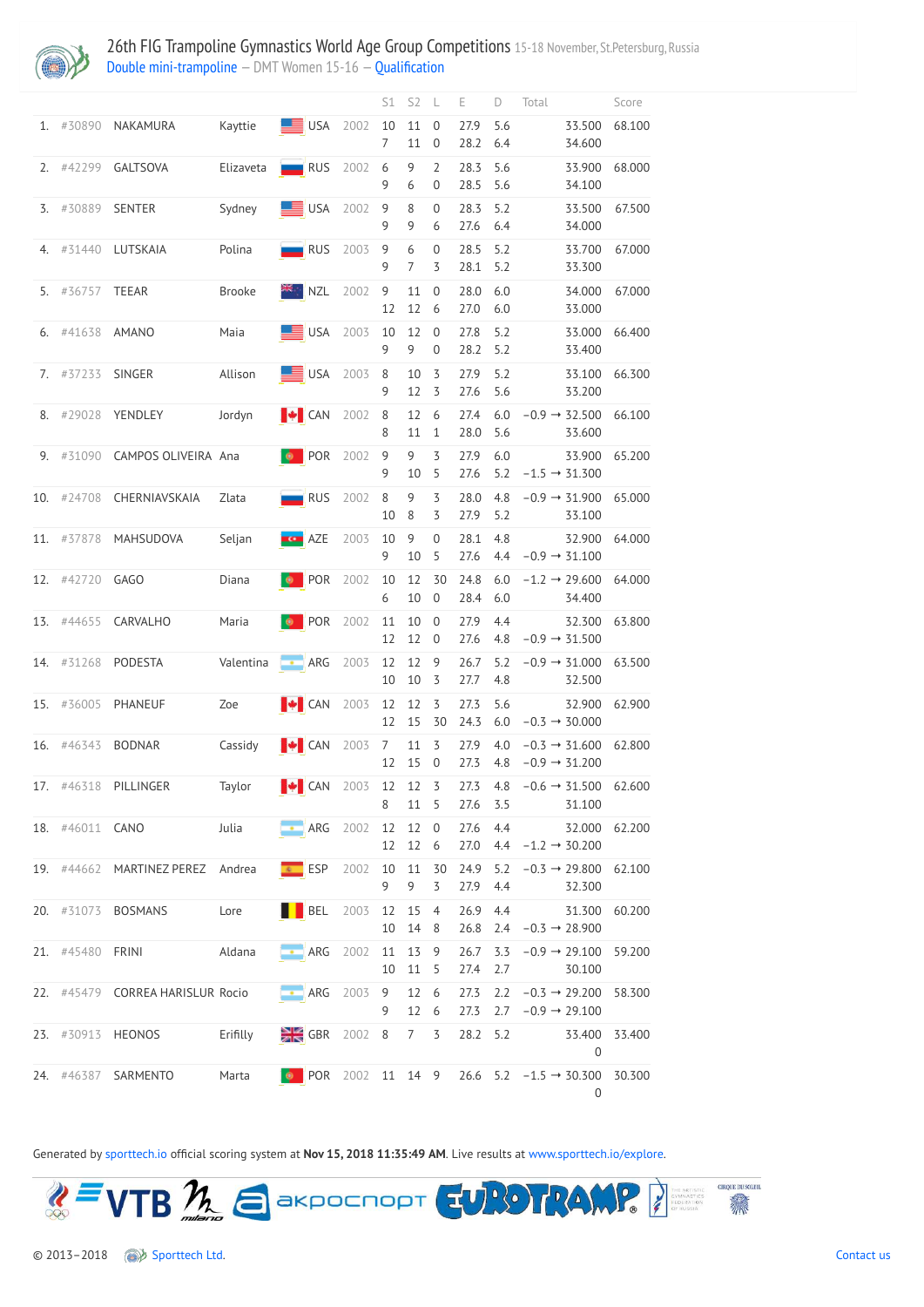# 26th FIG Trampoline Gymnastics World Age Group Competitions 15-18 November, St.Petersburg, Russia

Double mini-trampoline — DMT Women 15-16 — Qualification

| | | | | | | S1 | S2 | L | E | D | Total | Score |
|---|---|---|---|---|---|---|---|---|---|---|---|---|
| 1. | #30890 | NAKAMURA | Kayttie | USA | 2002 | 10 | 11 | 0 | 27.9 | 5.6 | 33.500 | 68.100 |
| | | | | | | 7 | 11 | 0 | 28.2 | 6.4 | 34.600 | |
| 2. | #42299 | GALTSOVA | Elizaveta | RUS | 2002 | 6 | 9 | 2 | 28.3 | 5.6 | 33.900 | 68.000 |
| | | | | | | 9 | 6 | 0 | 28.5 | 5.6 | 34.100 | |
| 3. | #30889 | SENTER | Sydney | USA | 2002 | 9 | 8 | 0 | 28.3 | 5.2 | 33.500 | 67.500 |
| | | | | | | 9 | 9 | 6 | 27.6 | 6.4 | 34.000 | |
| 4. | #31440 | LUTSKAIA | Polina | RUS | 2003 | 9 | 6 | 0 | 28.5 | 5.2 | 33.700 | 67.000 |
| | | | | | | 9 | 7 | 3 | 28.1 | 5.2 | 33.300 | |
| 5. | #36757 | TEEAR | Brooke | NZL | 2002 | 9 | 11 | 0 | 28.0 | 6.0 | 34.000 | 67.000 |
| | | | | | | 12 | 12 | 6 | 27.0 | 6.0 | 33.000 | |
| 6. | #41638 | AMANO | Maia | USA | 2003 | 10 | 12 | 0 | 27.8 | 5.2 | 33.000 | 66.400 |
| | | | | | | 9 | 9 | 0 | 28.2 | 5.2 | 33.400 | |
| 7. | #37233 | SINGER | Allison | USA | 2003 | 8 | 10 | 3 | 27.9 | 5.2 | 33.100 | 66.300 |
| | | | | | | 9 | 12 | 3 | 27.6 | 5.6 | 33.200 | |
| 8. | #29028 | YENDLEY | Jordyn | CAN | 2002 | 8 | 12 | 6 | 27.4 | 6.0 | −0.9 → 32.500 | 66.100 |
| | | | | | | 8 | 11 | 1 | 28.0 | 5.6 | 33.600 | |
| 9. | #31090 | CAMPOS OLIVEIRA | Ana | POR | 2002 | 9 | 9 | 3 | 27.9 | 6.0 | 33.900 | 65.200 |
| | | | | | | 9 | 10 | 5 | 27.6 | 5.2 | −1.5 → 31.300 | |
| 10. | #24708 | CHERNIAVSKAIA | Zlata | RUS | 2002 | 8 | 9 | 3 | 28.0 | 4.8 | −0.9 → 31.900 | 65.000 |
| | | | | | | 10 | 8 | 3 | 27.9 | 5.2 | 33.100 | |
| 11. | #37878 | MAHSUDOVA | Seljan | AZE | 2003 | 10 | 9 | 0 | 28.1 | 4.8 | 32.900 | 64.000 |
| | | | | | | 9 | 10 | 5 | 27.6 | 4.4 | −0.9 → 31.100 | |
| 12. | #42720 | GAGO | Diana | POR | 2002 | 10 | 12 | 30 | 24.8 | 6.0 | −1.2 → 29.600 | 64.000 |
| | | | | | | 6 | 10 | 0 | 28.4 | 6.0 | 34.400 | |
| 13. | #44655 | CARVALHO | Maria | POR | 2002 | 11 | 10 | 0 | 27.9 | 4.4 | 32.300 | 63.800 |
| | | | | | | 12 | 12 | 0 | 27.6 | 4.8 | −0.9 → 31.500 | |
| 14. | #31268 | PODESTA | Valentina | ARG | 2003 | 12 | 12 | 9 | 26.7 | 5.2 | −0.9 → 31.000 | 63.500 |
| | | | | | | 10 | 10 | 3 | 27.7 | 4.8 | 32.500 | |
| 15. | #36005 | PHANEUF | Zoe | CAN | 2003 | 12 | 12 | 3 | 27.3 | 5.6 | 32.900 | 62.900 |
| | | | | | | 12 | 15 | 30 | 24.3 | 6.0 | −0.3 → 30.000 | |
| 16. | #46343 | BODNAR | Cassidy | CAN | 2003 | 7 | 11 | 3 | 27.9 | 4.0 | −0.3 → 31.600 | 62.800 |
| | | | | | | 12 | 15 | 0 | 27.3 | 4.8 | −0.9 → 31.200 | |
| 17. | #46318 | PILLINGER | Taylor | CAN | 2003 | 12 | 12 | 3 | 27.3 | 4.8 | −0.6 → 31.500 | 62.600 |
| | | | | | | 8 | 11 | 5 | 27.6 | 3.5 | 31.100 | |
| 18. | #46011 | CANO | Julia | ARG | 2002 | 12 | 12 | 0 | 27.6 | 4.4 | 32.000 | 62.200 |
| | | | | | | 12 | 12 | 6 | 27.0 | 4.4 | −1.2 → 30.200 | |
| 19. | #44662 | MARTINEZ PEREZ | Andrea | ESP | 2002 | 10 | 11 | 30 | 24.9 | 5.2 | −0.3 → 29.800 | 62.100 |
| | | | | | | 9 | 9 | 3 | 27.9 | 4.4 | 32.300 | |
| 20. | #31073 | BOSMANS | Lore | BEL | 2003 | 12 | 15 | 4 | 26.9 | 4.4 | 31.300 | 60.200 |
| | | | | | | 10 | 14 | 8 | 26.8 | 2.4 | −0.3 → 28.900 | |
| 21. | #45480 | FRINI | Aldana | ARG | 2002 | 11 | 13 | 9 | 26.7 | 3.3 | −0.9 → 29.100 | 59.200 |
| | | | | | | 10 | 11 | 5 | 27.4 | 2.7 | 30.100 | |
| 22. | #45479 | CORREA HARISLUR | Rocio | ARG | 2003 | 9 | 12 | 6 | 27.3 | 2.2 | −0.3 → 29.200 | 58.300 |
| | | | | | | 9 | 12 | 6 | 27.3 | 2.7 | −0.9 → 29.100 | |
| 23. | #30913 | HEONOS | Erifilly | GBR | 2002 | 8 | 7 | 3 | 28.2 | 5.2 | 33.400 | 33.400 |
| | | | | | | | | | | | 0 | |
| 24. | #46387 | SARMENTO | Marta | POR | 2002 | 11 | 14 | 9 | 26.6 | 5.2 | −1.5 → 30.300 | 30.300 |
| | | | | | | | | | | | 0 | |

Generated by sporttech.io official scoring system at **Nov 15, 2018 11:35:49 AM**. Live results at www.sporttech.io/explore.

© 2013–2018 Sporttech Ltd.

Contact us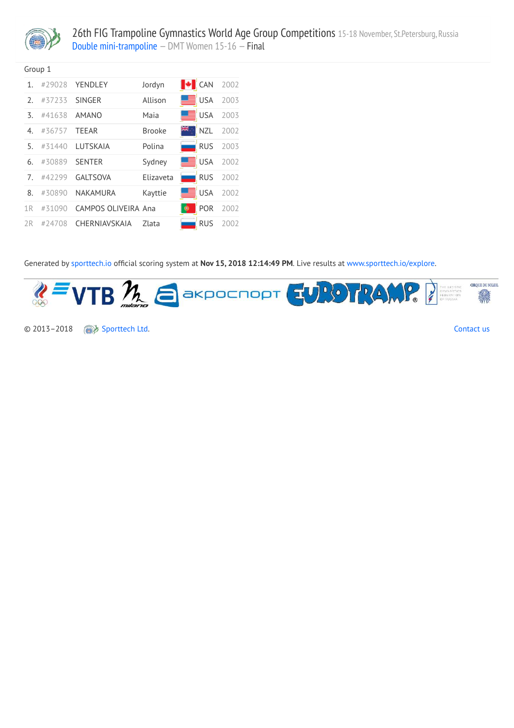# 26th FIG Trampoline Gymnastics World Age Group Competitions 15-18 November, St.Petersburg, Russia

Double mini-trampoline – DMT Women 15-16 – Final

Group 1

| | | | | | |
|---|---|---|---|---|---|
| 1. | #29028 | YENDLEY | Jordyn | CAN | 2002 |
| 2. | #37233 | SINGER | Allison | USA | 2003 |
| 3. | #41638 | AMANO | Maia | USA | 2003 |
| 4. | #36757 | TEEAR | Brooke | NZL | 2002 |
| 5. | #31440 | LUTSKAIA | Polina | RUS | 2003 |
| 6. | #30889 | SENTER | Sydney | USA | 2002 |
| 7. | #42299 | GALTSOVA | Elizaveta | RUS | 2002 |
| 8. | #30890 | NAKAMURA | Kayttie | USA | 2002 |
| 1R | #31090 | CAMPOS OLIVEIRA | Ana | POR | 2002 |
| 2R | #24708 | CHERNIAVSKAIA | Zlata | RUS | 2002 |

Generated by sporttech.io official scoring system at **Nov 15, 2018 12:14:49 PM**. Live results at www.sporttech.io/explore.

© 2013–2018 Sporttech Ltd.

Contact us